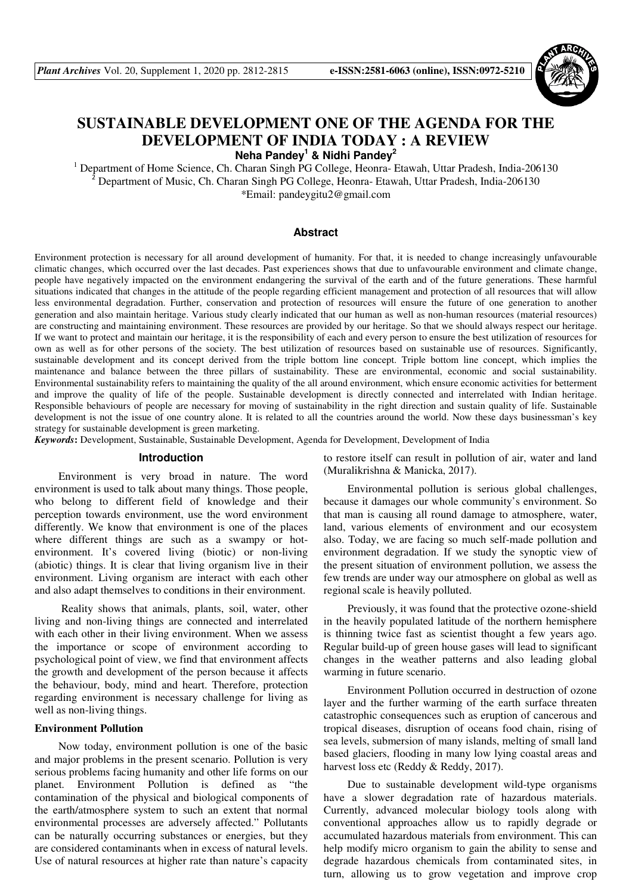# SUSTAINABLE DEVELOPMENT ONE OF THE AGENDA FOR THE DEVELOPMENT OF INDIA TODAY : A REVIEW

**Neha Pandey[1] & Nidhi Pandey[2]**

[1] Department of Home Science, Ch. Charan Singh PG College, Heonra- Etawah, Uttar Pradesh, India-206130
[2] Department of Music, Ch. Charan Singh PG College, Heonra- Etawah, Uttar Pradesh, India-206130
*Email: pandeygitu2@gmail.com

## Abstract

Environment protection is necessary for all around development of humanity. For that, it is needed to change increasingly unfavourable climatic changes, which occurred over the last decades. Past experiences shows that due to unfavourable environment and climate change, people have negatively impacted on the environment endangering the survival of the earth and of the future generations. These harmful situations indicated that changes in the attitude of the people regarding efficient management and protection of all resources that will allow less environmental degradation. Further, conservation and protection of resources will ensure the future of one generation to another generation and also maintain heritage. Various study clearly indicated that our human as well as non-human resources (material resources) are constructing and maintaining environment. These resources are provided by our heritage. So that we should always respect our heritage. If we want to protect and maintain our heritage, it is the responsibility of each and every person to ensure the best utilization of resources for own as well as for other persons of the society. The best utilization of resources based on sustainable use of resources. Significantly, sustainable development and its concept derived from the triple bottom line concept. Triple bottom line concept, which implies the maintenance and balance between the three pillars of sustainability. These are environmental, economic and social sustainability. Environmental sustainability refers to maintaining the quality of the all around environment, which ensure economic activities for betterment and improve the quality of life of the people. Sustainable development is directly connected and interrelated with Indian heritage. Responsible behaviours of people are necessary for moving of sustainability in the right direction and sustain quality of life. Sustainable development is not the issue of one country alone. It is related to all the countries around the world. Now these days businessman's key strategy for sustainable development is green marketing.

***Keywords*:** Development, Sustainable, Sustainable Development, Agenda for Development, Development of India

## Introduction

Environment is very broad in nature. The word environment is used to talk about many things. Those people, who belong to different field of knowledge and their perception towards environment, use the word environment differently. We know that environment is one of the places where different things are such as a swampy or hot-environment. It's covered living (biotic) or non-living (abiotic) things. It is clear that living organism live in their environment. Living organism are interact with each other and also adapt themselves to conditions in their environment.

Reality shows that animals, plants, soil, water, other living and non-living things are connected and interrelated with each other in their living environment. When we assess the importance or scope of environment according to psychological point of view, we find that environment affects the growth and development of the person because it affects the behaviour, body, mind and heart. Therefore, protection regarding environment is necessary challenge for living as well as non-living things.

### Environment Pollution

Now today, environment pollution is one of the basic and major problems in the present scenario. Pollution is very serious problems facing humanity and other life forms on our planet. Environment Pollution is defined as "the contamination of the physical and biological components of the earth/atmosphere system to such an extent that normal environmental processes are adversely affected." Pollutants can be naturally occurring substances or energies, but they are considered contaminants when in excess of natural levels. Use of natural resources at higher rate than nature's capacity to restore itself can result in pollution of air, water and land (Muralikrishna & Manicka, 2017).

Environmental pollution is serious global challenges, because it damages our whole community's environment. So that man is causing all round damage to atmosphere, water, land, various elements of environment and our ecosystem also. Today, we are facing so much self-made pollution and environment degradation. If we study the synoptic view of the present situation of environment pollution, we assess the few trends are under way our atmosphere on global as well as regional scale is heavily polluted.

Previously, it was found that the protective ozone-shield in the heavily populated latitude of the northern hemisphere is thinning twice fast as scientist thought a few years ago. Regular build-up of green house gases will lead to significant changes in the weather patterns and also leading global warming in future scenario.

Environment Pollution occurred in destruction of ozone layer and the further warming of the earth surface threaten catastrophic consequences such as eruption of cancerous and tropical diseases, disruption of oceans food chain, rising of sea levels, submersion of many islands, melting of small land based glaciers, flooding in many low lying coastal areas and harvest loss etc (Reddy & Reddy, 2017).

Due to sustainable development wild-type organisms have a slower degradation rate of hazardous materials. Currently, advanced molecular biology tools along with conventional approaches allow us to rapidly degrade or accumulated hazardous materials from environment. This can help modify micro organism to gain the ability to sense and degrade hazardous chemicals from contaminated sites, in turn, allowing us to grow vegetation and improve crop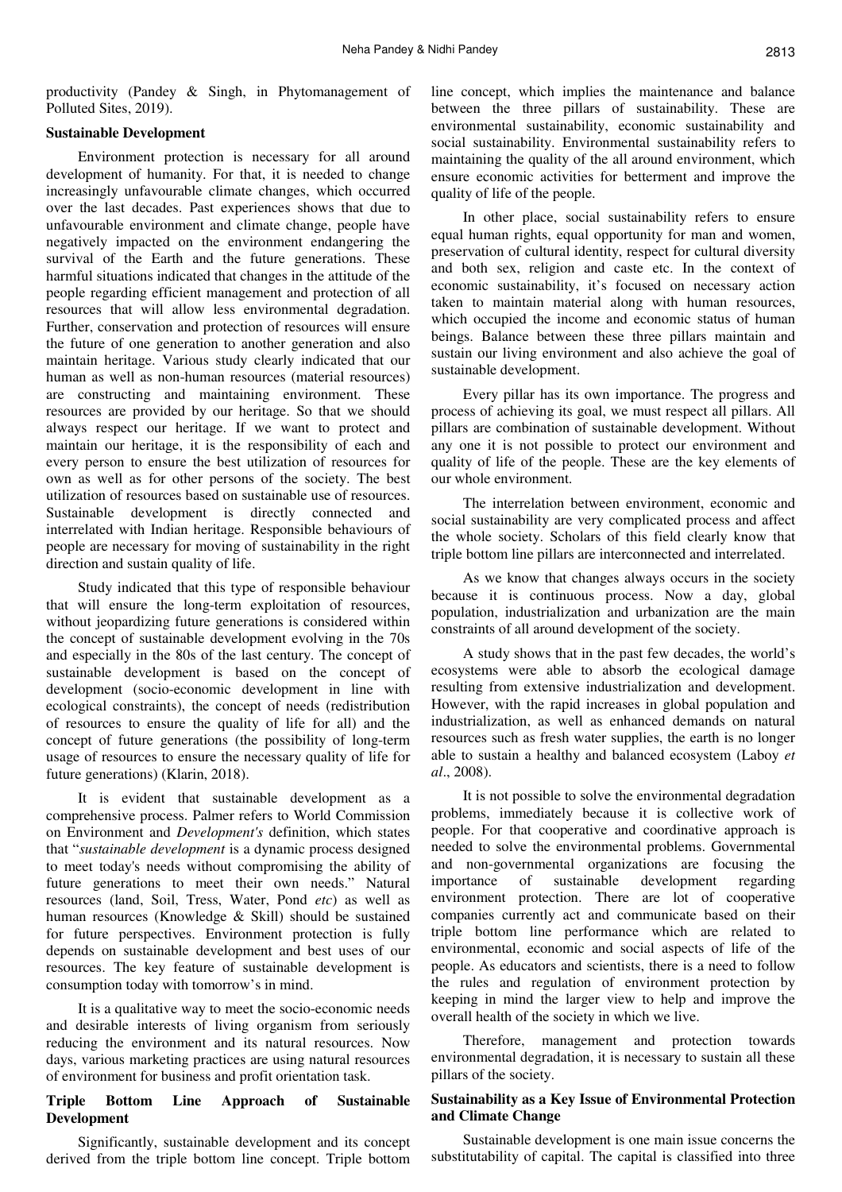productivity (Pandey & Singh, in Phytomanagement of Polluted Sites, 2019).

**Sustainable Development**

Environment protection is necessary for all around development of humanity. For that, it is needed to change increasingly unfavourable climate changes, which occurred over the last decades. Past experiences shows that due to unfavourable environment and climate change, people have negatively impacted on the environment endangering the survival of the Earth and the future generations. These harmful situations indicated that changes in the attitude of the people regarding efficient management and protection of all resources that will allow less environmental degradation. Further, conservation and protection of resources will ensure the future of one generation to another generation and also maintain heritage. Various study clearly indicated that our human as well as non-human resources (material resources) are constructing and maintaining environment. These resources are provided by our heritage. So that we should always respect our heritage. If we want to protect and maintain our heritage, it is the responsibility of each and every person to ensure the best utilization of resources for own as well as for other persons of the society. The best utilization of resources based on sustainable use of resources. Sustainable development is directly connected and interrelated with Indian heritage. Responsible behaviours of people are necessary for moving of sustainability in the right direction and sustain quality of life.

Study indicated that this type of responsible behaviour that will ensure the long-term exploitation of resources, without jeopardizing future generations is considered within the concept of sustainable development evolving in the 70s and especially in the 80s of the last century. The concept of sustainable development is based on the concept of development (socio-economic development in line with ecological constraints), the concept of needs (redistribution of resources to ensure the quality of life for all) and the concept of future generations (the possibility of long-term usage of resources to ensure the necessary quality of life for future generations) (Klarin, 2018).

It is evident that sustainable development as a comprehensive process. Palmer refers to World Commission on Environment and *Development's* definition, which states that "*sustainable development* is a dynamic process designed to meet today's needs without compromising the ability of future generations to meet their own needs." Natural resources (land, Soil, Tress, Water, Pond *etc*) as well as human resources (Knowledge & Skill) should be sustained for future perspectives. Environment protection is fully depends on sustainable development and best uses of our resources. The key feature of sustainable development is consumption today with tomorrow's in mind.

It is a qualitative way to meet the socio-economic needs and desirable interests of living organism from seriously reducing the environment and its natural resources. Now days, various marketing practices are using natural resources of environment for business and profit orientation task.

**Triple Bottom Line Approach of Sustainable Development**

Significantly, sustainable development and its concept derived from the triple bottom line concept. Triple bottom line concept, which implies the maintenance and balance between the three pillars of sustainability. These are environmental sustainability, economic sustainability and social sustainability. Environmental sustainability refers to maintaining the quality of the all around environment, which ensure economic activities for betterment and improve the quality of life of the people.

In other place, social sustainability refers to ensure equal human rights, equal opportunity for man and women, preservation of cultural identity, respect for cultural diversity and both sex, religion and caste etc. In the context of economic sustainability, it's focused on necessary action taken to maintain material along with human resources, which occupied the income and economic status of human beings. Balance between these three pillars maintain and sustain our living environment and also achieve the goal of sustainable development.

Every pillar has its own importance. The progress and process of achieving its goal, we must respect all pillars. All pillars are combination of sustainable development. Without any one it is not possible to protect our environment and quality of life of the people. These are the key elements of our whole environment.

The interrelation between environment, economic and social sustainability are very complicated process and affect the whole society. Scholars of this field clearly know that triple bottom line pillars are interconnected and interrelated.

As we know that changes always occurs in the society because it is continuous process. Now a day, global population, industrialization and urbanization are the main constraints of all around development of the society.

A study shows that in the past few decades, the world's ecosystems were able to absorb the ecological damage resulting from extensive industrialization and development. However, with the rapid increases in global population and industrialization, as well as enhanced demands on natural resources such as fresh water supplies, the earth is no longer able to sustain a healthy and balanced ecosystem (Laboy *et al*., 2008).

It is not possible to solve the environmental degradation problems, immediately because it is collective work of people. For that cooperative and coordinative approach is needed to solve the environmental problems. Governmental and non-governmental organizations are focusing the importance of sustainable development regarding environment protection. There are lot of cooperative companies currently act and communicate based on their triple bottom line performance which are related to environmental, economic and social aspects of life of the people. As educators and scientists, there is a need to follow the rules and regulation of environment protection by keeping in mind the larger view to help and improve the overall health of the society in which we live.

Therefore, management and protection towards environmental degradation, it is necessary to sustain all these pillars of the society.

**Sustainability as a Key Issue of Environmental Protection and Climate Change**

Sustainable development is one main issue concerns the substitutability of capital. The capital is classified into three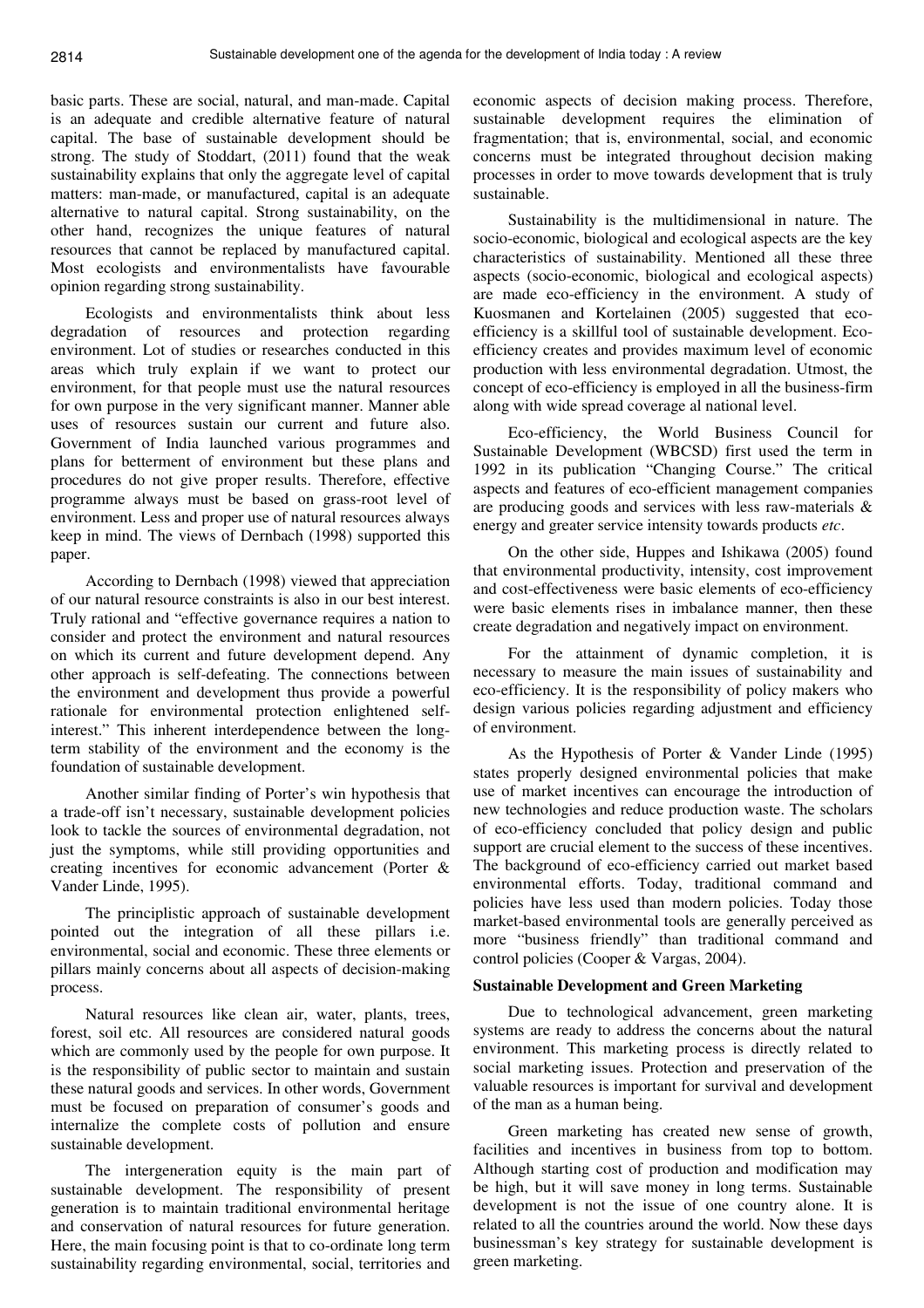basic parts. These are social, natural, and man-made. Capital is an adequate and credible alternative feature of natural capital. The base of sustainable development should be strong. The study of Stoddart, (2011) found that the weak sustainability explains that only the aggregate level of capital matters: man-made, or manufactured, capital is an adequate alternative to natural capital. Strong sustainability, on the other hand, recognizes the unique features of natural resources that cannot be replaced by manufactured capital. Most ecologists and environmentalists have favourable opinion regarding strong sustainability.

Ecologists and environmentalists think about less degradation of resources and protection regarding environment. Lot of studies or researches conducted in this areas which truly explain if we want to protect our environment, for that people must use the natural resources for own purpose in the very significant manner. Manner able uses of resources sustain our current and future also. Government of India launched various programmes and plans for betterment of environment but these plans and procedures do not give proper results. Therefore, effective programme always must be based on grass-root level of environment. Less and proper use of natural resources always keep in mind. The views of Dernbach (1998) supported this paper.

According to Dernbach (1998) viewed that appreciation of our natural resource constraints is also in our best interest. Truly rational and "effective governance requires a nation to consider and protect the environment and natural resources on which its current and future development depend. Any other approach is self-defeating. The connections between the environment and development thus provide a powerful rationale for environmental protection enlightened self-interest." This inherent interdependence between the long-term stability of the environment and the economy is the foundation of sustainable development.

Another similar finding of Porter's win hypothesis that a trade-off isn't necessary, sustainable development policies look to tackle the sources of environmental degradation, not just the symptoms, while still providing opportunities and creating incentives for economic advancement (Porter & Vander Linde, 1995).

The principlistic approach of sustainable development pointed out the integration of all these pillars i.e. environmental, social and economic. These three elements or pillars mainly concerns about all aspects of decision-making process.

Natural resources like clean air, water, plants, trees, forest, soil etc. All resources are considered natural goods which are commonly used by the people for own purpose. It is the responsibility of public sector to maintain and sustain these natural goods and services. In other words, Government must be focused on preparation of consumer's goods and internalize the complete costs of pollution and ensure sustainable development.

The intergeneration equity is the main part of sustainable development. The responsibility of present generation is to maintain traditional environmental heritage and conservation of natural resources for future generation. Here, the main focusing point is that to co-ordinate long term sustainability regarding environmental, social, territories and economic aspects of decision making process. Therefore, sustainable development requires the elimination of fragmentation; that is, environmental, social, and economic concerns must be integrated throughout decision making processes in order to move towards development that is truly sustainable.

Sustainability is the multidimensional in nature. The socio-economic, biological and ecological aspects are the key characteristics of sustainability. Mentioned all these three aspects (socio-economic, biological and ecological aspects) are made eco-efficiency in the environment. A study of Kuosmanen and Kortelainen (2005) suggested that eco-efficiency is a skillful tool of sustainable development. Eco-efficiency creates and provides maximum level of economic production with less environmental degradation. Utmost, the concept of eco-efficiency is employed in all the business-firm along with wide spread coverage al national level.

Eco-efficiency, the World Business Council for Sustainable Development (WBCSD) first used the term in 1992 in its publication "Changing Course." The critical aspects and features of eco-efficient management companies are producing goods and services with less raw-materials & energy and greater service intensity towards products *etc*.

On the other side, Huppes and Ishikawa (2005) found that environmental productivity, intensity, cost improvement and cost-effectiveness were basic elements of eco-efficiency were basic elements rises in imbalance manner, then these create degradation and negatively impact on environment.

For the attainment of dynamic completion, it is necessary to measure the main issues of sustainability and eco-efficiency. It is the responsibility of policy makers who design various policies regarding adjustment and efficiency of environment.

As the Hypothesis of Porter & Vander Linde (1995) states properly designed environmental policies that make use of market incentives can encourage the introduction of new technologies and reduce production waste. The scholars of eco-efficiency concluded that policy design and public support are crucial element to the success of these incentives. The background of eco-efficiency carried out market based environmental efforts. Today, traditional command and policies have less used than modern policies. Today those market-based environmental tools are generally perceived as more "business friendly" than traditional command and control policies (Cooper & Vargas, 2004).

**Sustainable Development and Green Marketing**

Due to technological advancement, green marketing systems are ready to address the concerns about the natural environment. This marketing process is directly related to social marketing issues. Protection and preservation of the valuable resources is important for survival and development of the man as a human being.

Green marketing has created new sense of growth, facilities and incentives in business from top to bottom. Although starting cost of production and modification may be high, but it will save money in long terms. Sustainable development is not the issue of one country alone. It is related to all the countries around the world. Now these days businessman's key strategy for sustainable development is green marketing.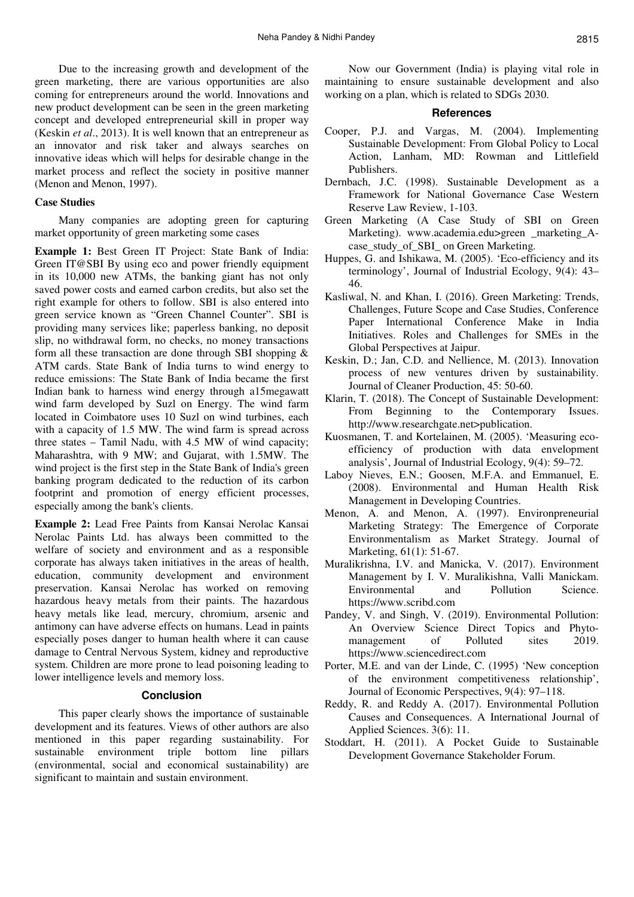Due to the increasing growth and development of the green marketing, there are various opportunities are also coming for entrepreneurs around the world. Innovations and new product development can be seen in the green marketing concept and developed entrepreneurial skill in proper way (Keskin *et al*., 2013). It is well known that an entrepreneur as an innovator and risk taker and always searches on innovative ideas which will helps for desirable change in the market process and reflect the society in positive manner (Menon and Menon, 1997).

### Case Studies

Many companies are adopting green for capturing market opportunity of green marketing some cases

**Example 1:** Best Green IT Project: State Bank of India: Green IT@SBI By using eco and power friendly equipment in its 10,000 new ATMs, the banking giant has not only saved power costs and earned carbon credits, but also set the right example for others to follow. SBI is also entered into green service known as "Green Channel Counter". SBI is providing many services like; paperless banking, no deposit slip, no withdrawal form, no checks, no money transactions form all these transaction are done through SBI shopping & ATM cards. State Bank of India turns to wind energy to reduce emissions: The State Bank of India became the first Indian bank to harness wind energy through a15megawatt wind farm developed by Suzl on Energy. The wind farm located in Coimbatore uses 10 Suzl on wind turbines, each with a capacity of 1.5 MW. The wind farm is spread across three states – Tamil Nadu, with 4.5 MW of wind capacity; Maharashtra, with 9 MW; and Gujarat, with 1.5MW. The wind project is the first step in the State Bank of India's green banking program dedicated to the reduction of its carbon footprint and promotion of energy efficient processes, especially among the bank's clients.

**Example 2:** Lead Free Paints from Kansai Nerolac Kansai Nerolac Paints Ltd. has always been committed to the welfare of society and environment and as a responsible corporate has always taken initiatives in the areas of health, education, community development and environment preservation. Kansai Nerolac has worked on removing hazardous heavy metals from their paints. The hazardous heavy metals like lead, mercury, chromium, arsenic and antimony can have adverse effects on humans. Lead in paints especially poses danger to human health where it can cause damage to Central Nervous System, kidney and reproductive system. Children are more prone to lead poisoning leading to lower intelligence levels and memory loss.

## Conclusion

This paper clearly shows the importance of sustainable development and its features. Views of other authors are also mentioned in this paper regarding sustainability. For sustainable environment triple bottom line pillars (environmental, social and economical sustainability) are significant to maintain and sustain environment.

Now our Government (India) is playing vital role in maintaining to ensure sustainable development and also working on a plan, which is related to SDGs 2030.

## References

Cooper, P.J. and Vargas, M. (2004). Implementing Sustainable Development: From Global Policy to Local Action, Lanham, MD: Rowman and Littlefield Publishers.

Dernbach, J.C. (1998). Sustainable Development as a Framework for National Governance Case Western Reserve Law Review, 1-103.

Green Marketing (A Case Study of SBI on Green Marketing). www.academia.edu>green _marketing_A-case_study_of_SBI_ on Green Marketing.

Huppes, G. and Ishikawa, M. (2005). 'Eco-efficiency and its terminology', Journal of Industrial Ecology, 9(4): 43–46.

Kasliwal, N. and Khan, I. (2016). Green Marketing: Trends, Challenges, Future Scope and Case Studies, Conference Paper International Conference Make in India Initiatives. Roles and Challenges for SMEs in the Global Perspectives at Jaipur.

Keskin, D.; Jan, C.D. and Nellience, M. (2013). Innovation process of new ventures driven by sustainability. Journal of Cleaner Production, 45: 50-60.

Klarin, T. (2018). The Concept of Sustainable Development: From Beginning to the Contemporary Issues. http://www.researchgate.net>publication.

Kuosmanen, T. and Kortelainen, M. (2005). 'Measuring eco-efficiency of production with data envelopment analysis', Journal of Industrial Ecology, 9(4): 59–72.

Laboy Nieves, E.N.; Goosen, M.F.A. and Emmanuel, E. (2008). Environmental and Human Health Risk Management in Developing Countries.

Menon, A. and Menon, A. (1997). Environpreneurial Marketing Strategy: The Emergence of Corporate Environmentalism as Market Strategy. Journal of Marketing, 61(1): 51-67.

Muralikrishna, I.V. and Manicka, V. (2017). Environment Management by I. V. Muralikishna, Valli Manickam. Environmental and Pollution Science. https://www.scribd.com

Pandey, V. and Singh, V. (2019). Environmental Pollution: An Overview Science Direct Topics and Phyto-management of Polluted sites 2019. https://www.sciencedirect.com

Porter, M.E. and van der Linde, C. (1995) 'New conception of the environment competitiveness relationship', Journal of Economic Perspectives, 9(4): 97–118.

Reddy, R. and Reddy A. (2017). Environmental Pollution Causes and Consequences. A International Journal of Applied Sciences. 3(6): 11.

Stoddart, H. (2011). A Pocket Guide to Sustainable Development Governance Stakeholder Forum.